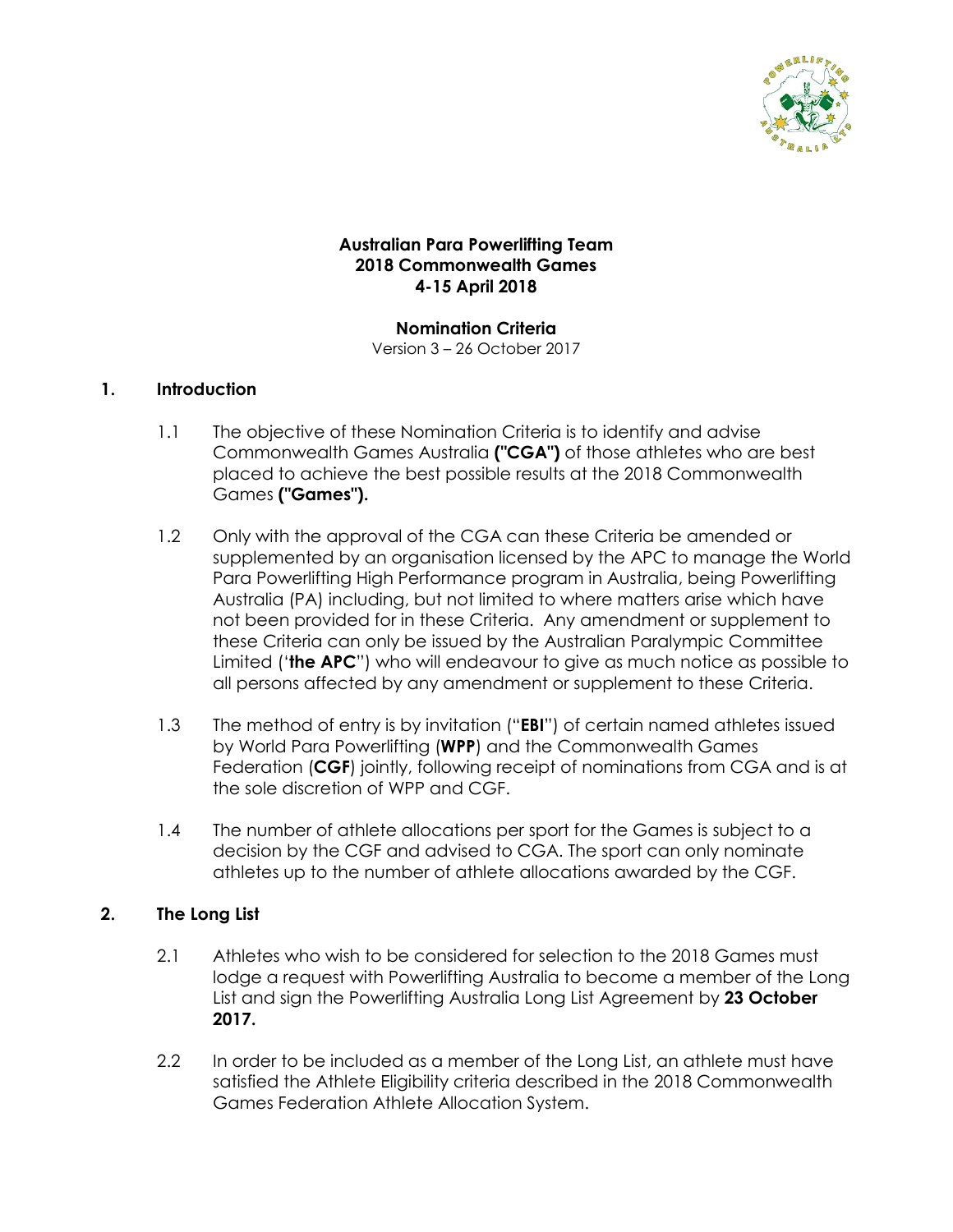**Australian Para Powerlifting Team**
**2018 Commonwealth Games**
**4-15 April 2018**

**Nomination Criteria**
Version 3 – 26 October 2017

## 1. Introduction

1.1 The objective of these Nomination Criteria is to identify and advise Commonwealth Games Australia **("CGA")** of those athletes who are best placed to achieve the best possible results at the 2018 Commonwealth Games **("Games").**

1.2 Only with the approval of the CGA can these Criteria be amended or supplemented by an organisation licensed by the APC to manage the World Para Powerlifting High Performance program in Australia, being Powerlifting Australia (PA) including, but not limited to where matters arise which have not been provided for in these Criteria. Any amendment or supplement to these Criteria can only be issued by the Australian Paralympic Committee Limited ('**the APC**") who will endeavour to give as much notice as possible to all persons affected by any amendment or supplement to these Criteria.

1.3 The method of entry is by invitation ("**EBI**") of certain named athletes issued by World Para Powerlifting (**WPP**) and the Commonwealth Games Federation (**CGF**) jointly, following receipt of nominations from CGA and is at the sole discretion of WPP and CGF.

1.4 The number of athlete allocations per sport for the Games is subject to a decision by the CGF and advised to CGA. The sport can only nominate athletes up to the number of athlete allocations awarded by the CGF.

## 2. The Long List

2.1 Athletes who wish to be considered for selection to the 2018 Games must lodge a request with Powerlifting Australia to become a member of the Long List and sign the Powerlifting Australia Long List Agreement by **23 October 2017.**

2.2 In order to be included as a member of the Long List, an athlete must have satisfied the Athlete Eligibility criteria described in the 2018 Commonwealth Games Federation Athlete Allocation System.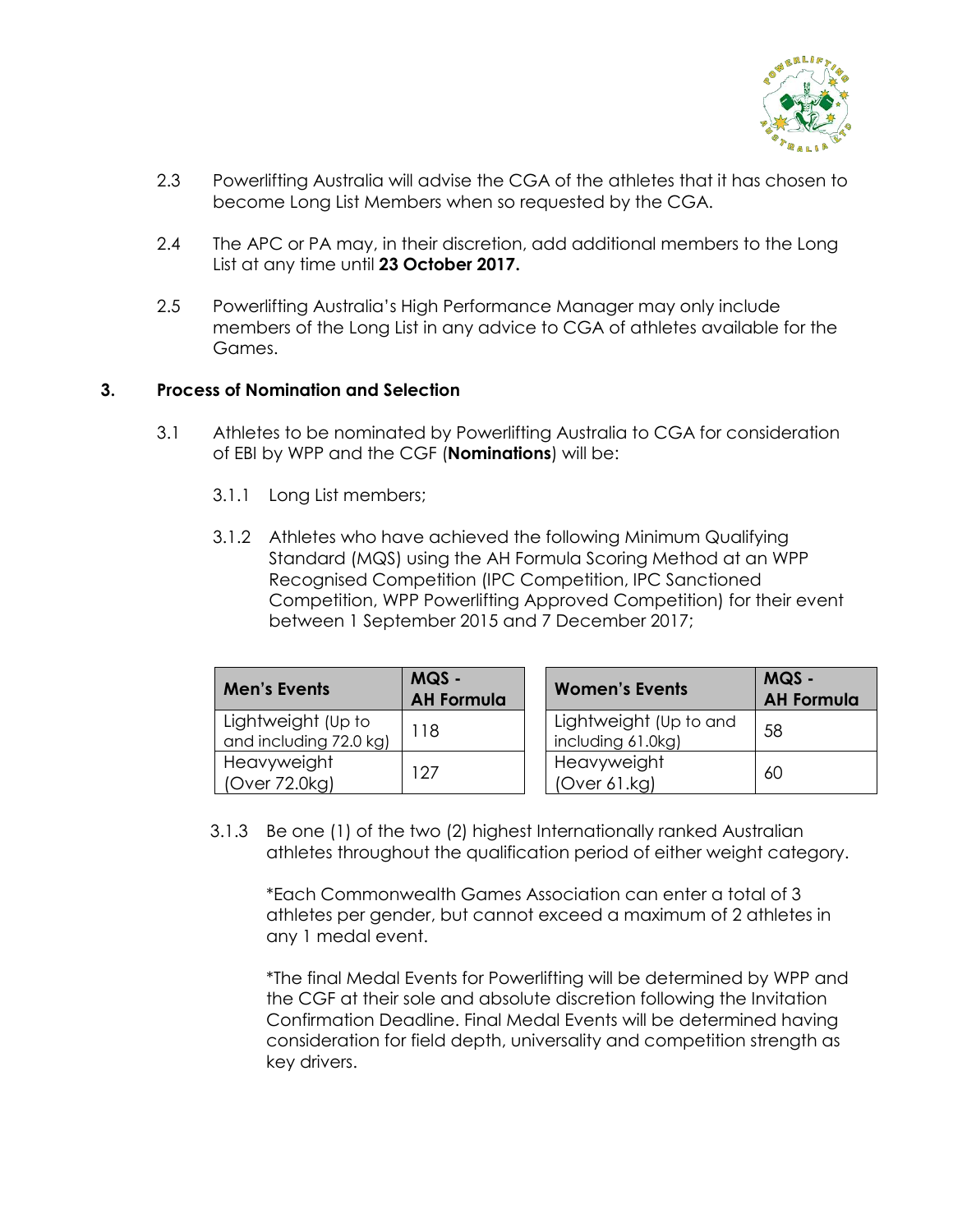2.3 Powerlifting Australia will advise the CGA of the athletes that it has chosen to become Long List Members when so requested by the CGA.

2.4 The APC or PA may, in their discretion, add additional members to the Long List at any time until **23 October 2017.**

2.5 Powerlifting Australia's High Performance Manager may only include members of the Long List in any advice to CGA of athletes available for the Games.

## 3. Process of Nomination and Selection

3.1 Athletes to be nominated by Powerlifting Australia to CGA for consideration of EBI by WPP and the CGF (**Nominations**) will be:

3.1.1 Long List members;

3.1.2 Athletes who have achieved the following Minimum Qualifying Standard (MQS) using the AH Formula Scoring Method at an WPP Recognised Competition (IPC Competition, IPC Sanctioned Competition, WPP Powerlifting Approved Competition) for their event between 1 September 2015 and 7 December 2017;

| Men's Events | MQS - AH Formula |
|---|---|
| Lightweight (Up to and including 72.0 kg) | 118 |
| Heavyweight (Over 72.0kg) | 127 |

| Women's Events | MQS - AH Formula |
|---|---|
| Lightweight (Up to and including 61.0kg) | 58 |
| Heavyweight (Over 61.kg) | 60 |

3.1.3 Be one (1) of the two (2) highest Internationally ranked Australian athletes throughout the qualification period of either weight category.

*Each Commonwealth Games Association can enter a total of 3 athletes per gender, but cannot exceed a maximum of 2 athletes in any 1 medal event.

*The final Medal Events for Powerlifting will be determined by WPP and the CGF at their sole and absolute discretion following the Invitation Confirmation Deadline. Final Medal Events will be determined having consideration for field depth, universality and competition strength as key drivers.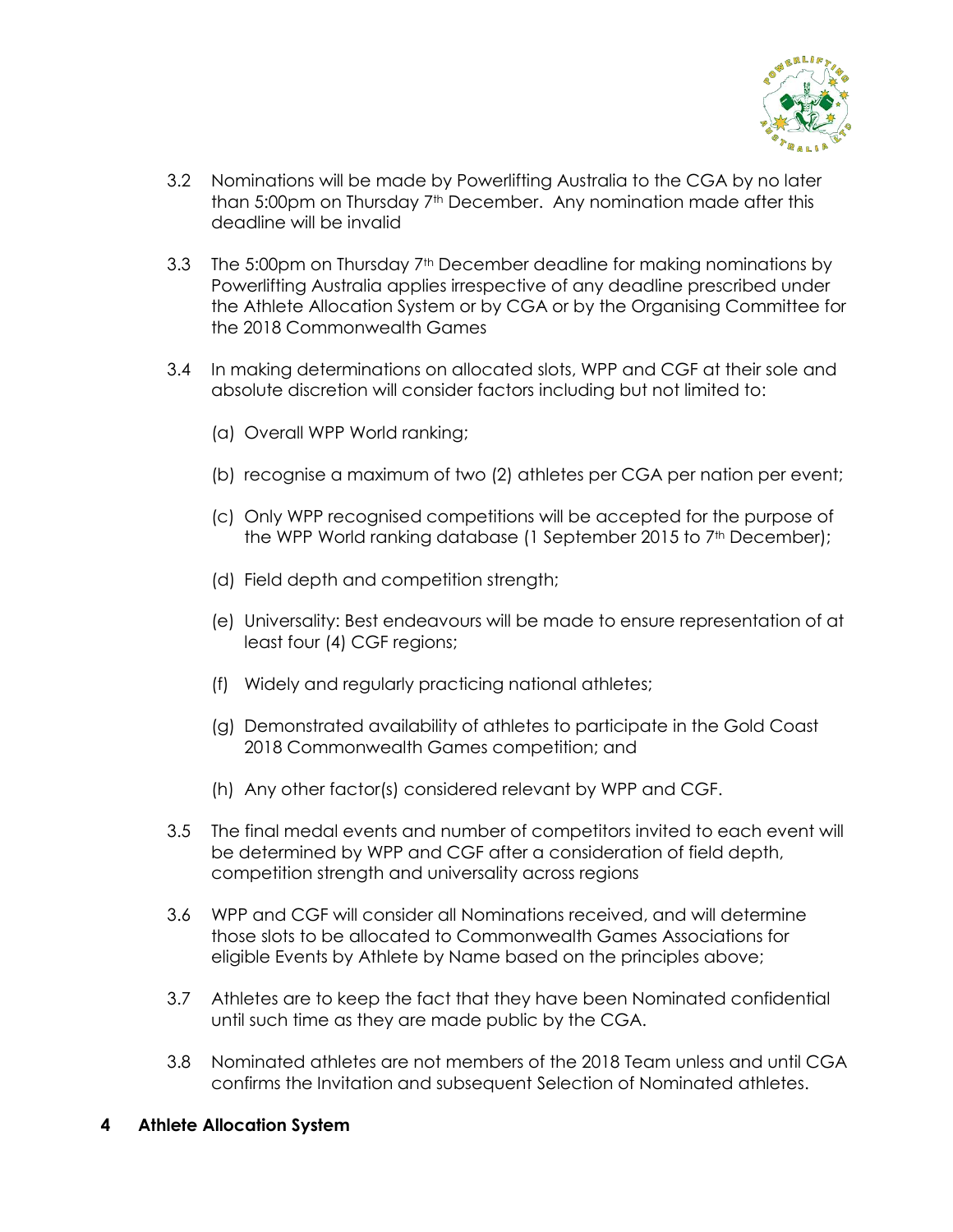3.2 Nominations will be made by Powerlifting Australia to the CGA by no later than 5:00pm on Thursday 7th December. Any nomination made after this deadline will be invalid

3.3 The 5:00pm on Thursday 7th December deadline for making nominations by Powerlifting Australia applies irrespective of any deadline prescribed under the Athlete Allocation System or by CGA or by the Organising Committee for the 2018 Commonwealth Games

3.4 In making determinations on allocated slots, WPP and CGF at their sole and absolute discretion will consider factors including but not limited to:

(a) Overall WPP World ranking;

(b) recognise a maximum of two (2) athletes per CGA per nation per event;

(c) Only WPP recognised competitions will be accepted for the purpose of the WPP World ranking database (1 September 2015 to 7th December);

(d) Field depth and competition strength;

(e) Universality: Best endeavours will be made to ensure representation of at least four (4) CGF regions;

(f) Widely and regularly practicing national athletes;

(g) Demonstrated availability of athletes to participate in the Gold Coast 2018 Commonwealth Games competition; and

(h) Any other factor(s) considered relevant by WPP and CGF.

3.5 The final medal events and number of competitors invited to each event will be determined by WPP and CGF after a consideration of field depth, competition strength and universality across regions

3.6 WPP and CGF will consider all Nominations received, and will determine those slots to be allocated to Commonwealth Games Associations for eligible Events by Athlete by Name based on the principles above;

3.7 Athletes are to keep the fact that they have been Nominated confidential until such time as they are made public by the CGA.

3.8 Nominated athletes are not members of the 2018 Team unless and until CGA confirms the Invitation and subsequent Selection of Nominated athletes.

## 4 Athlete Allocation System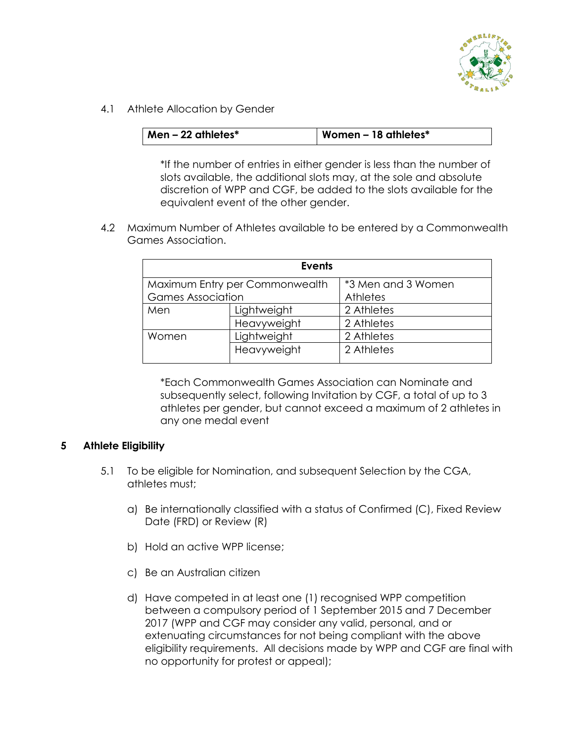4.1 Athlete Allocation by Gender

| **Men – 22 athletes*** | **Women – 18 athletes*** |
|---|---|

*If the number of entries in either gender is less than the number of slots available, the additional slots may, at the sole and absolute discretion of WPP and CGF, be added to the slots available for the equivalent event of the other gender.

4.2 Maximum Number of Athletes available to be entered by a Commonwealth Games Association.

| **Events** | | |
|---|---|---|
| Maximum Entry per Commonwealth Games Association | | *3 Men and 3 Women Athletes |
| Men | Lightweight | 2 Athletes |
| | Heavyweight | 2 Athletes |
| Women | Lightweight | 2 Athletes |
| | Heavyweight | 2 Athletes |

*Each Commonwealth Games Association can Nominate and subsequently select, following Invitation by CGF, a total of up to 3 athletes per gender, but cannot exceed a maximum of 2 athletes in any one medal event

## 5 Athlete Eligibility

5.1 To be eligible for Nomination, and subsequent Selection by the CGA, athletes must;

a) Be internationally classified with a status of Confirmed (C), Fixed Review Date (FRD) or Review (R)

b) Hold an active WPP license;

c) Be an Australian citizen

d) Have competed in at least one (1) recognised WPP competition between a compulsory period of 1 September 2015 and 7 December 2017 (WPP and CGF may consider any valid, personal, and or extenuating circumstances for not being compliant with the above eligibility requirements. All decisions made by WPP and CGF are final with no opportunity for protest or appeal);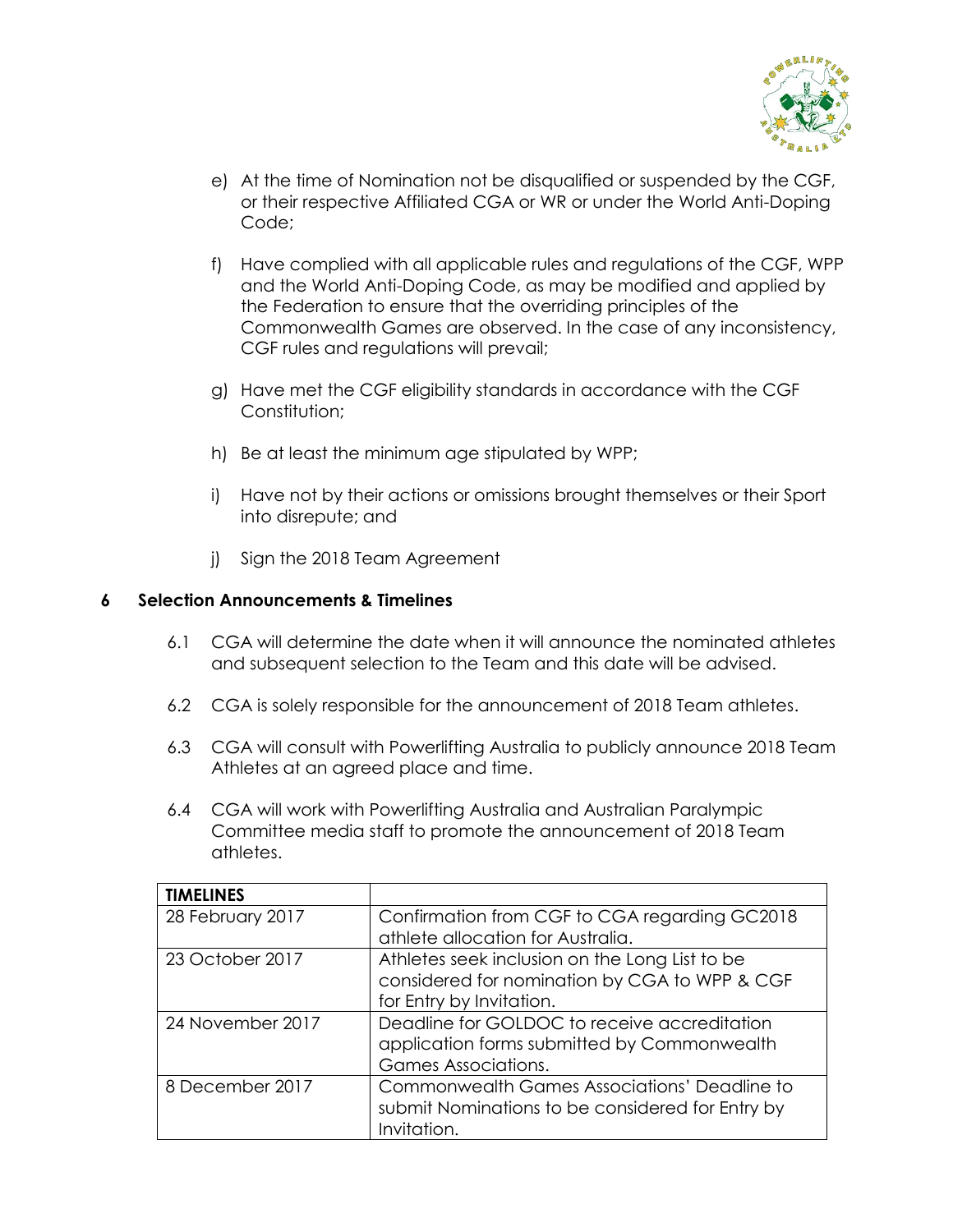e) At the time of Nomination not be disqualified or suspended by the CGF, or their respective Affiliated CGA or WR or under the World Anti-Doping Code;

f) Have complied with all applicable rules and regulations of the CGF, WPP and the World Anti-Doping Code, as may be modified and applied by the Federation to ensure that the overriding principles of the Commonwealth Games are observed. In the case of any inconsistency, CGF rules and regulations will prevail;

g) Have met the CGF eligibility standards in accordance with the CGF Constitution;

h) Be at least the minimum age stipulated by WPP;

i) Have not by their actions or omissions brought themselves or their Sport into disrepute; and

j) Sign the 2018 Team Agreement

## 6 Selection Announcements & Timelines

6.1 CGA will determine the date when it will announce the nominated athletes and subsequent selection to the Team and this date will be advised.

6.2 CGA is solely responsible for the announcement of 2018 Team athletes.

6.3 CGA will consult with Powerlifting Australia to publicly announce 2018 Team Athletes at an agreed place and time.

6.4 CGA will work with Powerlifting Australia and Australian Paralympic Committee media staff to promote the announcement of 2018 Team athletes.

| **TIMELINES** | |
|---|---|
| 28 February 2017 | Confirmation from CGF to CGA regarding GC2018 athlete allocation for Australia. |
| 23 October 2017 | Athletes seek inclusion on the Long List to be considered for nomination by CGA to WPP & CGF for Entry by Invitation. |
| 24 November 2017 | Deadline for GOLDOC to receive accreditation application forms submitted by Commonwealth Games Associations. |
| 8 December 2017 | Commonwealth Games Associations' Deadline to submit Nominations to be considered for Entry by Invitation. |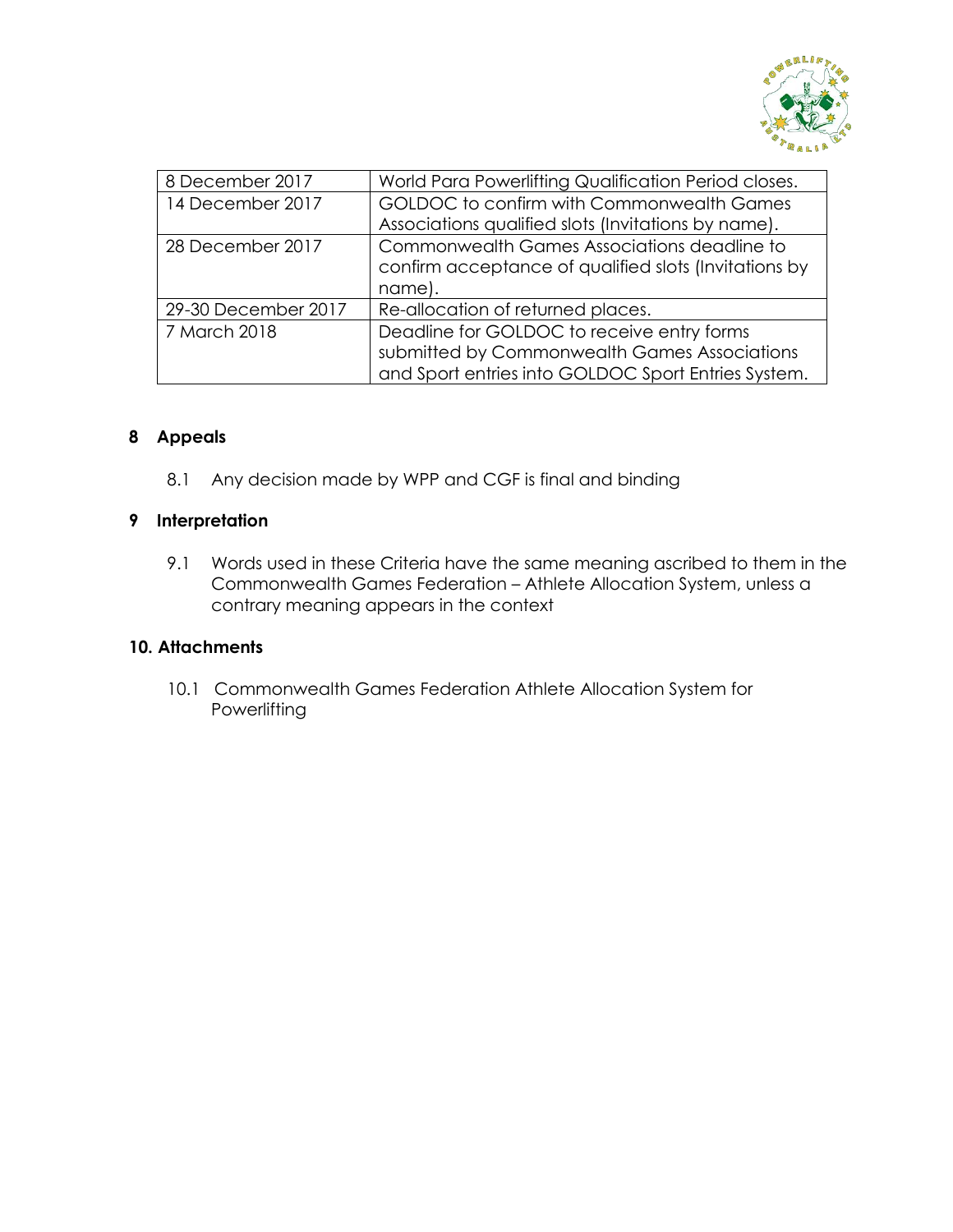| | |
|---|---|
| 8 December 2017 | World Para Powerlifting Qualification Period closes. |
| 14 December 2017 | GOLDOC to confirm with Commonwealth Games Associations qualified slots (Invitations by name). |
| 28 December 2017 | Commonwealth Games Associations deadline to confirm acceptance of qualified slots (Invitations by name). |
| 29-30 December 2017 | Re-allocation of returned places. |
| 7 March 2018 | Deadline for GOLDOC to receive entry forms submitted by Commonwealth Games Associations and Sport entries into GOLDOC Sport Entries System. |

## 8 Appeals

8.1 Any decision made by WPP and CGF is final and binding

## 9 Interpretation

9.1 Words used in these Criteria have the same meaning ascribed to them in the Commonwealth Games Federation – Athlete Allocation System, unless a contrary meaning appears in the context

## 10. Attachments

10.1 Commonwealth Games Federation Athlete Allocation System for Powerlifting